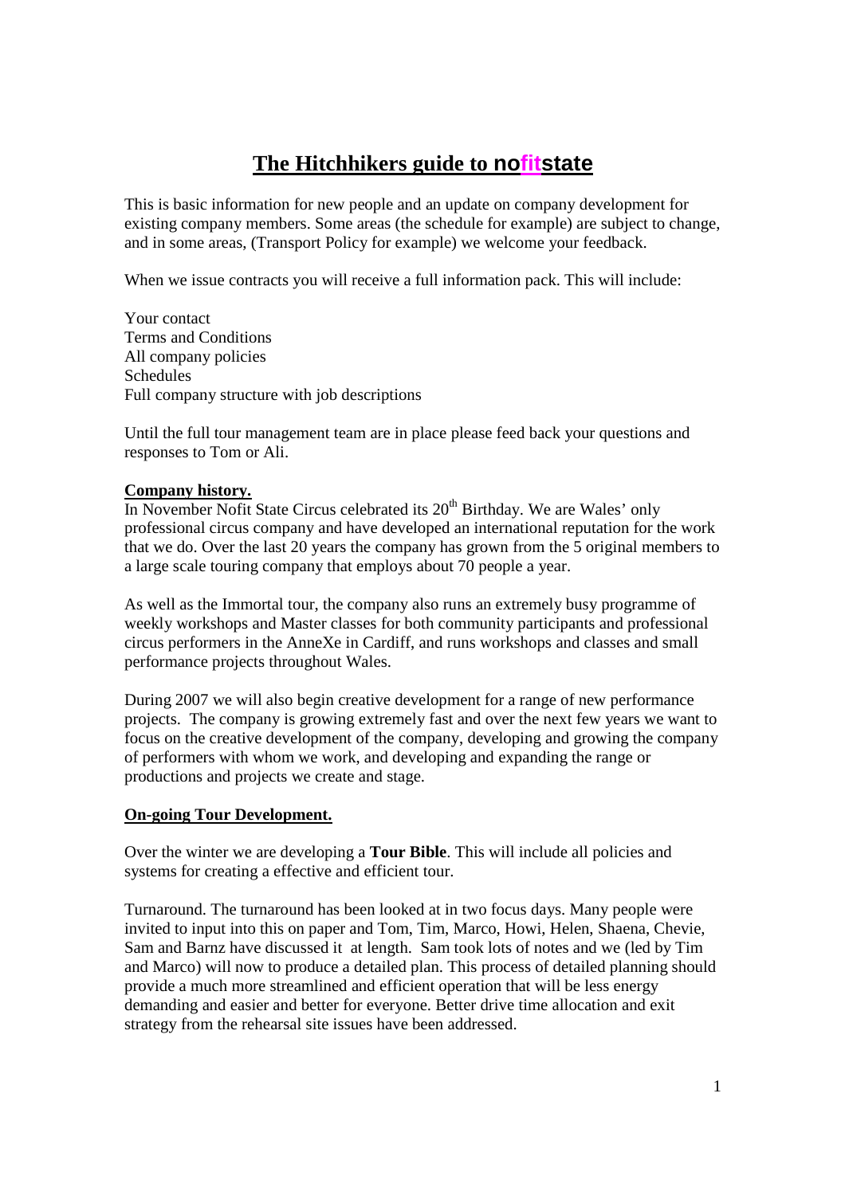# The Hitchhikers guide to nofitstate

This is basic information for new people and an update on company development for existing company members. Some areas (the schedule for example) are subject to change, and in some areas, (Transport Policy for example) we welcome your feedback.

When we issue contracts you will receive a full information pack. This will include:

Your contact
Terms and Conditions
All company policies
Schedules
Full company structure with job descriptions

Until the full tour management team are in place please feed back your questions and responses to Tom or Ali.

**Company history.**

In November Nofit State Circus celebrated its 20th Birthday. We are Wales' only professional circus company and have developed an international reputation for the work that we do. Over the last 20 years the company has grown from the 5 original members to a large scale touring company that employs about 70 people a year.

As well as the Immortal tour, the company also runs an extremely busy programme of weekly workshops and Master classes for both community participants and professional circus performers in the AnneXe in Cardiff, and runs workshops and classes and small performance projects throughout Wales.

During 2007 we will also begin creative development for a range of new performance projects. The company is growing extremely fast and over the next few years we want to focus on the creative development of the company, developing and growing the company of performers with whom we work, and developing and expanding the range or productions and projects we create and stage.

**On-going Tour Development.**

Over the winter we are developing a **Tour Bible**. This will include all policies and systems for creating a effective and efficient tour.

Turnaround. The turnaround has been looked at in two focus days. Many people were invited to input into this on paper and Tom, Tim, Marco, Howi, Helen, Shaena, Chevie, Sam and Barnz have discussed it at length. Sam took lots of notes and we (led by Tim and Marco) will now to produce a detailed plan. This process of detailed planning should provide a much more streamlined and efficient operation that will be less energy demanding and easier and better for everyone. Better drive time allocation and exit strategy from the rehearsal site issues have been addressed.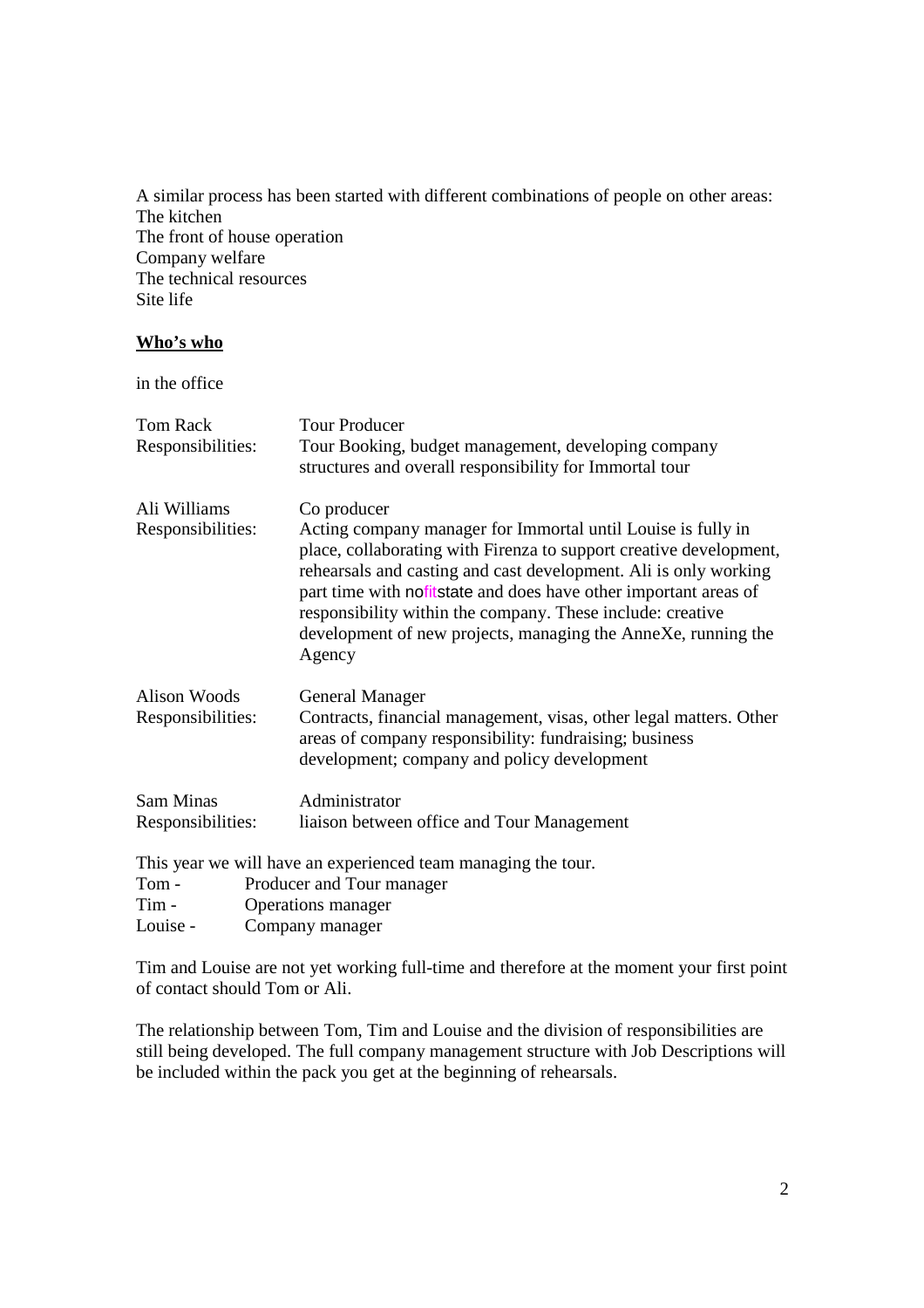A similar process has been started with different combinations of people on other areas:
The kitchen
The front of house operation
Company welfare
The technical resources
Site life

**Who's who**

in the office

Tom Rack — Tour Producer
Responsibilities: Tour Booking, budget management, developing company structures and overall responsibility for Immortal tour

Ali Williams — Co producer
Responsibilities: Acting company manager for Immortal until Louise is fully in place, collaborating with Firenza to support creative development, rehearsals and casting and cast development. Ali is only working part time with nofitstate and does have other important areas of responsibility within the company. These include: creative development of new projects, managing the AnneXe, running the Agency

Alison Woods — General Manager
Responsibilities: Contracts, financial management, visas, other legal matters. Other areas of company responsibility: fundraising; business development; company and policy development

Sam Minas — Administrator
Responsibilities: liaison between office and Tour Management

This year we will have an experienced team managing the tour.
Tom - Producer and Tour manager
Tim - Operations manager
Louise - Company manager

Tim and Louise are not yet working full-time and therefore at the moment your first point of contact should Tom or Ali.

The relationship between Tom, Tim and Louise and the division of responsibilities are still being developed. The full company management structure with Job Descriptions will be included within the pack you get at the beginning of rehearsals.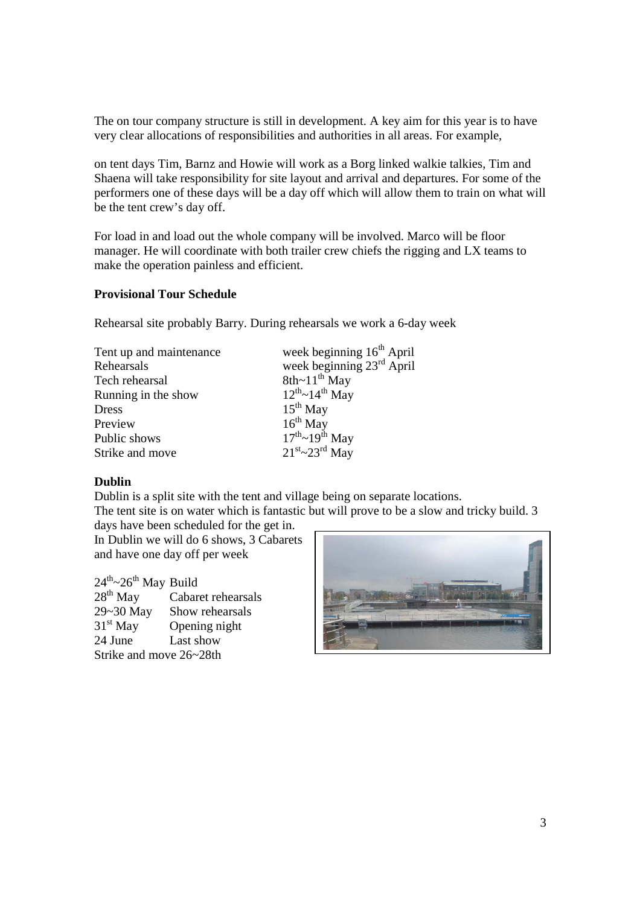The on tour company structure is still in development. A key aim for this year is to have very clear allocations of responsibilities and authorities in all areas. For example,

on tent days Tim, Barnz and Howie will work as a Borg linked walkie talkies, Tim and Shaena will take responsibility for site layout and arrival and departures. For some of the performers one of these days will be a day off which will allow them to train on what will be the tent crew's day off.

For load in and load out the whole company will be involved. Marco will be floor manager. He will coordinate with both trailer crew chiefs the rigging and LX teams to make the operation painless and efficient.

**Provisional Tour Schedule**

Rehearsal site probably Barry. During rehearsals we work a 6-day week

| | |
|---|---|
| Tent up and maintenance | week beginning 16th April |
| Rehearsals | week beginning 23rd April |
| Tech rehearsal | 8th~11th May |
| Running in the show | 12th~14th May |
| Dress | 15th May |
| Preview | 16th May |
| Public shows | 17th~19th May |
| Strike and move | 21st~23rd May |

**Dublin**

Dublin is a split site with the tent and village being on separate locations.
The tent site is on water which is fantastic but will prove to be a slow and tricky build. 3 days have been scheduled for the get in.
In Dublin we will do 6 shows, 3 Cabarets and have one day off per week

| | |
|---|---|
| 24th~26th May | Build |
| 28th May | Cabaret rehearsals |
| 29~30 May | Show rehearsals |
| 31st May | Opening night |
| 24 June | Last show |

Strike and move 26~28th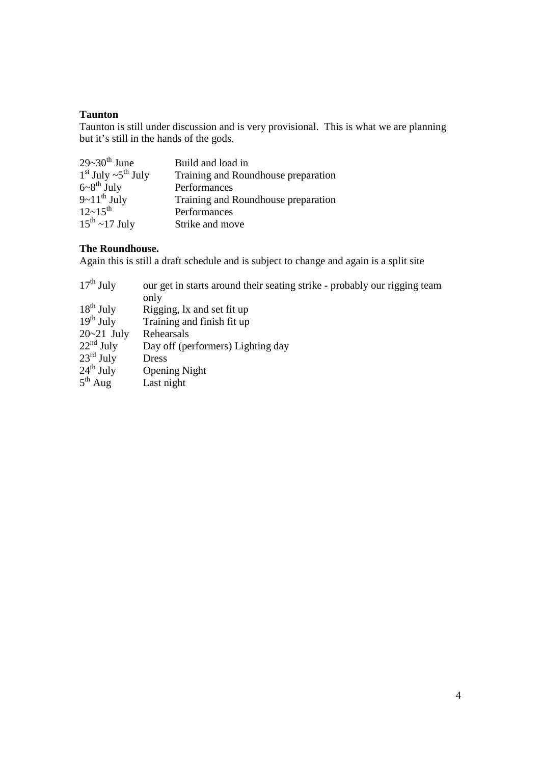**Taunton**

Taunton is still under discussion and is very provisional. This is what we are planning but it's still in the hands of the gods.

| | |
|---|---|
| 29~30th June | Build and load in |
| 1st July ~5th July | Training and Roundhouse preparation |
| 6~8th July | Performances |
| 9~11th July | Training and Roundhouse preparation |
| 12~15th | Performances |
| 15th ~17 July | Strike and move |

**The Roundhouse.**

Again this is still a draft schedule and is subject to change and again is a split site

| | |
|---|---|
| 17th July | our get in starts around their seating strike - probably our rigging team only |
| 18th July | Rigging, lx and set fit up |
| 19th July | Training and finish fit up |
| 20~21 July | Rehearsals |
| 22nd July | Day off (performers) Lighting day |
| 23rd July | Dress |
| 24th July | Opening Night |
| 5th Aug | Last night |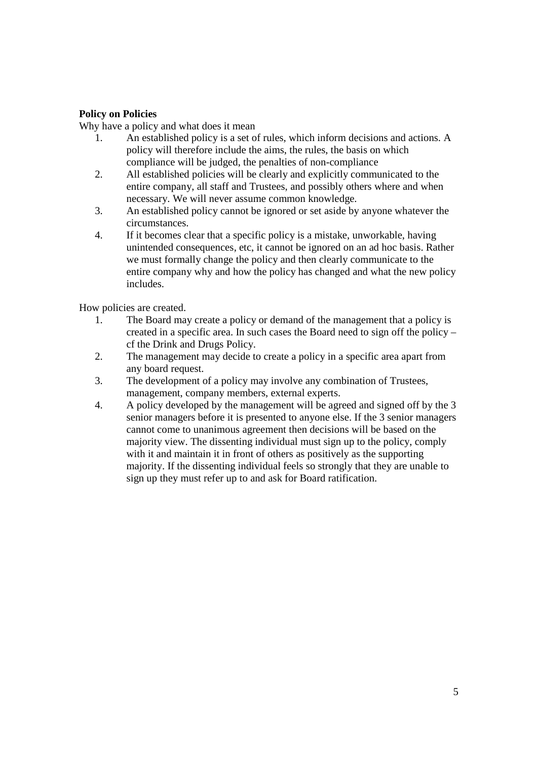**Policy on Policies**

Why have a policy and what does it mean

1. An established policy is a set of rules, which inform decisions and actions. A policy will therefore include the aims, the rules, the basis on which compliance will be judged, the penalties of non-compliance
2. All established policies will be clearly and explicitly communicated to the entire company, all staff and Trustees, and possibly others where and when necessary. We will never assume common knowledge.
3. An established policy cannot be ignored or set aside by anyone whatever the circumstances.
4. If it becomes clear that a specific policy is a mistake, unworkable, having unintended consequences, etc, it cannot be ignored on an ad hoc basis. Rather we must formally change the policy and then clearly communicate to the entire company why and how the policy has changed and what the new policy includes.

How policies are created.

1. The Board may create a policy or demand of the management that a policy is created in a specific area. In such cases the Board need to sign off the policy – cf the Drink and Drugs Policy.
2. The management may decide to create a policy in a specific area apart from any board request.
3. The development of a policy may involve any combination of Trustees, management, company members, external experts.
4. A policy developed by the management will be agreed and signed off by the 3 senior managers before it is presented to anyone else. If the 3 senior managers cannot come to unanimous agreement then decisions will be based on the majority view. The dissenting individual must sign up to the policy, comply with it and maintain it in front of others as positively as the supporting majority. If the dissenting individual feels so strongly that they are unable to sign up they must refer up to and ask for Board ratification.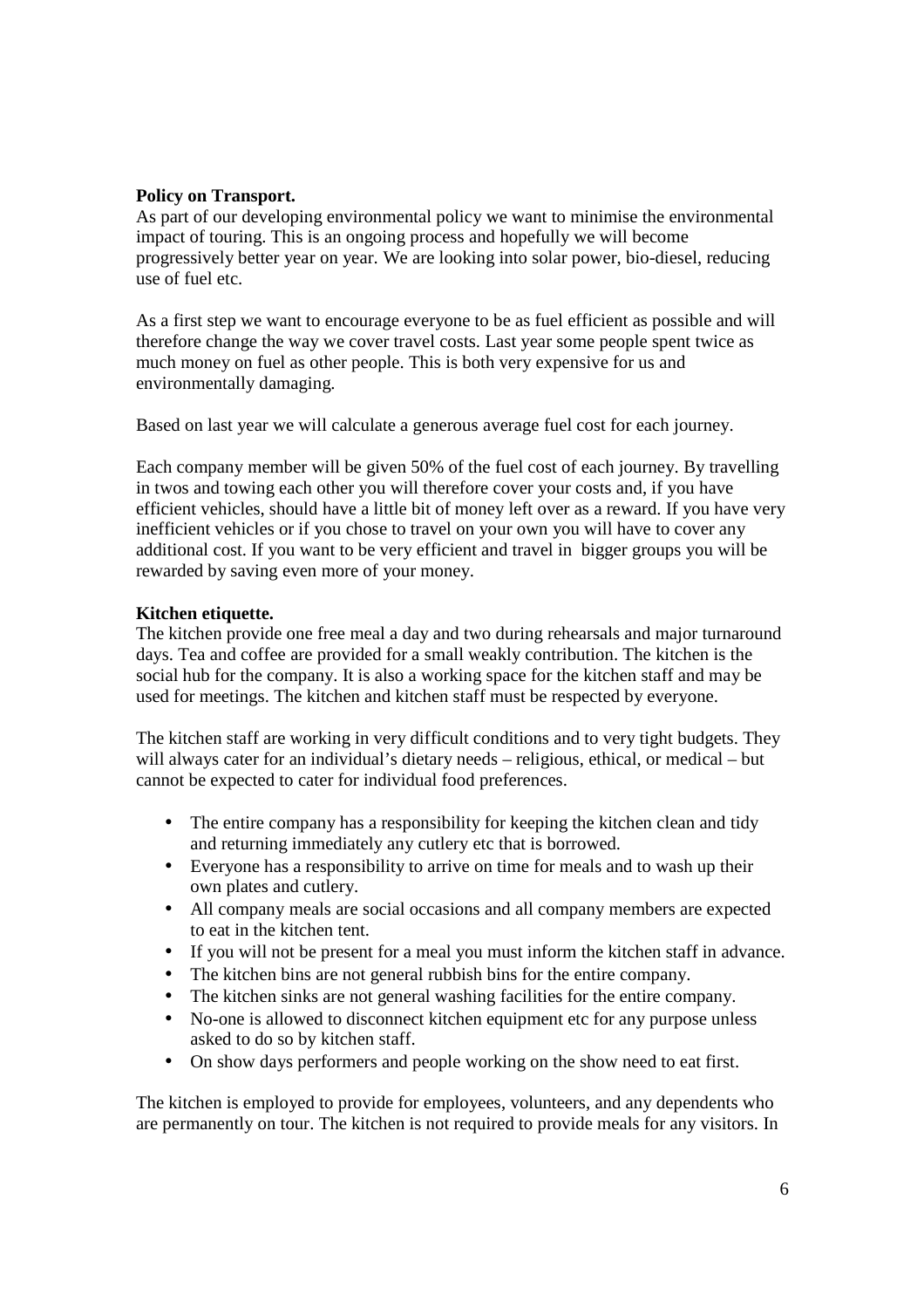**Policy on Transport.**
As part of our developing environmental policy we want to minimise the environmental impact of touring. This is an ongoing process and hopefully we will become progressively better year on year. We are looking into solar power, bio-diesel, reducing use of fuel etc.

As a first step we want to encourage everyone to be as fuel efficient as possible and will therefore change the way we cover travel costs. Last year some people spent twice as much money on fuel as other people. This is both very expensive for us and environmentally damaging.

Based on last year we will calculate a generous average fuel cost for each journey.

Each company member will be given 50% of the fuel cost of each journey. By travelling in twos and towing each other you will therefore cover your costs and, if you have efficient vehicles, should have a little bit of money left over as a reward. If you have very inefficient vehicles or if you chose to travel on your own you will have to cover any additional cost. If you want to be very efficient and travel in bigger groups you will be rewarded by saving even more of your money.

**Kitchen etiquette.**
The kitchen provide one free meal a day and two during rehearsals and major turnaround days. Tea and coffee are provided for a small weakly contribution. The kitchen is the social hub for the company. It is also a working space for the kitchen staff and may be used for meetings. The kitchen and kitchen staff must be respected by everyone.

The kitchen staff are working in very difficult conditions and to very tight budgets. They will always cater for an individual's dietary needs – religious, ethical, or medical – but cannot be expected to cater for individual food preferences.

- The entire company has a responsibility for keeping the kitchen clean and tidy and returning immediately any cutlery etc that is borrowed.
- Everyone has a responsibility to arrive on time for meals and to wash up their own plates and cutlery.
- All company meals are social occasions and all company members are expected to eat in the kitchen tent.
- If you will not be present for a meal you must inform the kitchen staff in advance.
- The kitchen bins are not general rubbish bins for the entire company.
- The kitchen sinks are not general washing facilities for the entire company.
- No-one is allowed to disconnect kitchen equipment etc for any purpose unless asked to do so by kitchen staff.
- On show days performers and people working on the show need to eat first.

The kitchen is employed to provide for employees, volunteers, and any dependents who are permanently on tour. The kitchen is not required to provide meals for any visitors. In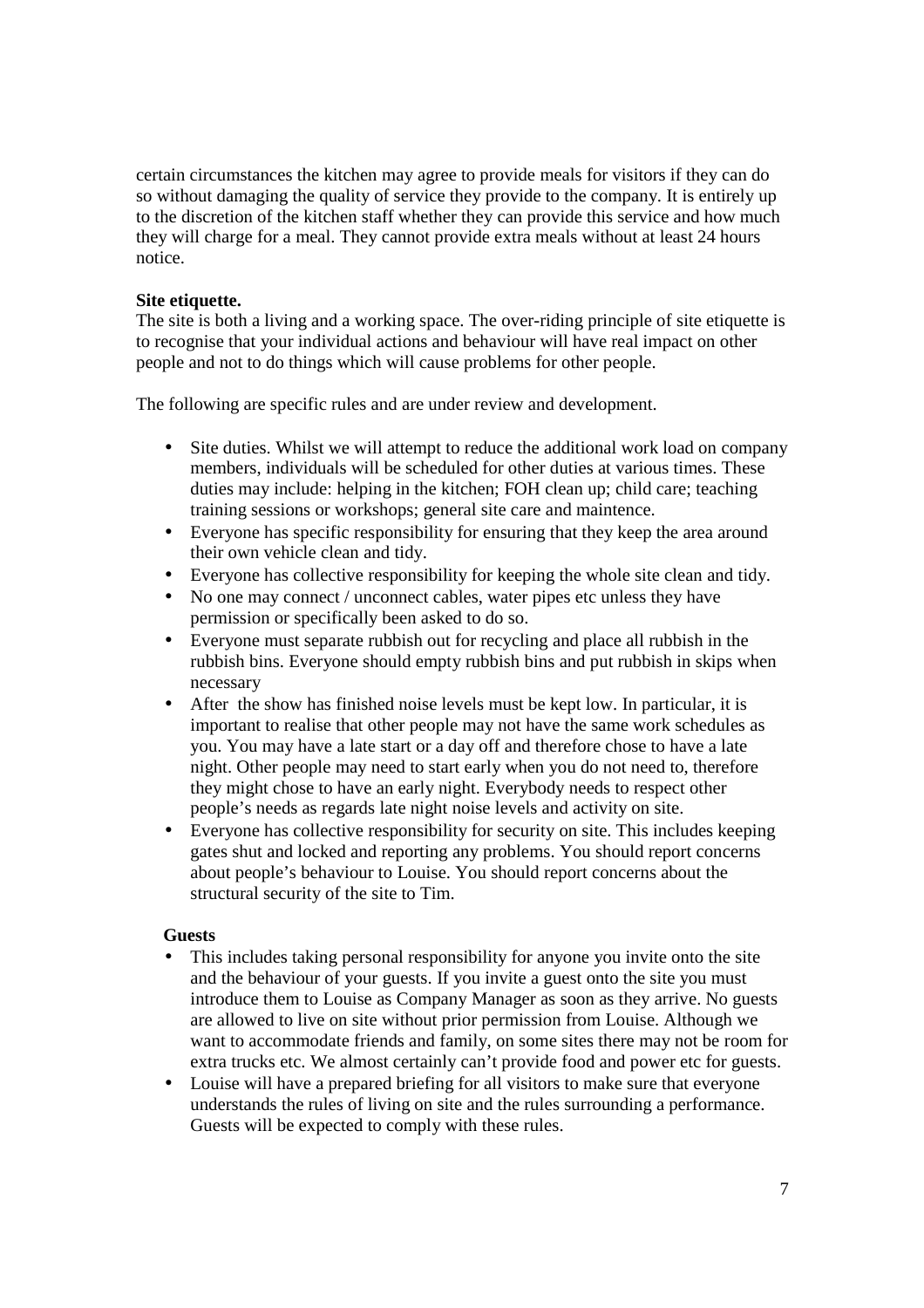certain circumstances the kitchen may agree to provide meals for visitors if they can do so without damaging the quality of service they provide to the company. It is entirely up to the discretion of the kitchen staff whether they can provide this service and how much they will charge for a meal. They cannot provide extra meals without at least 24 hours notice.

**Site etiquette.**

The site is both a living and a working space. The over-riding principle of site etiquette is to recognise that your individual actions and behaviour will have real impact on other people and not to do things which will cause problems for other people.

The following are specific rules and are under review and development.

- Site duties. Whilst we will attempt to reduce the additional work load on company members, individuals will be scheduled for other duties at various times. These duties may include: helping in the kitchen; FOH clean up; child care; teaching training sessions or workshops; general site care and maintence.
- Everyone has specific responsibility for ensuring that they keep the area around their own vehicle clean and tidy.
- Everyone has collective responsibility for keeping the whole site clean and tidy.
- No one may connect / unconnect cables, water pipes etc unless they have permission or specifically been asked to do so.
- Everyone must separate rubbish out for recycling and place all rubbish in the rubbish bins. Everyone should empty rubbish bins and put rubbish in skips when necessary
- After the show has finished noise levels must be kept low. In particular, it is important to realise that other people may not have the same work schedules as you. You may have a late start or a day off and therefore chose to have a late night. Other people may need to start early when you do not need to, therefore they might chose to have an early night. Everybody needs to respect other people's needs as regards late night noise levels and activity on site.
- Everyone has collective responsibility for security on site. This includes keeping gates shut and locked and reporting any problems. You should report concerns about people's behaviour to Louise. You should report concerns about the structural security of the site to Tim.

**Guests**

- This includes taking personal responsibility for anyone you invite onto the site and the behaviour of your guests. If you invite a guest onto the site you must introduce them to Louise as Company Manager as soon as they arrive. No guests are allowed to live on site without prior permission from Louise. Although we want to accommodate friends and family, on some sites there may not be room for extra trucks etc. We almost certainly can't provide food and power etc for guests.
- Louise will have a prepared briefing for all visitors to make sure that everyone understands the rules of living on site and the rules surrounding a performance. Guests will be expected to comply with these rules.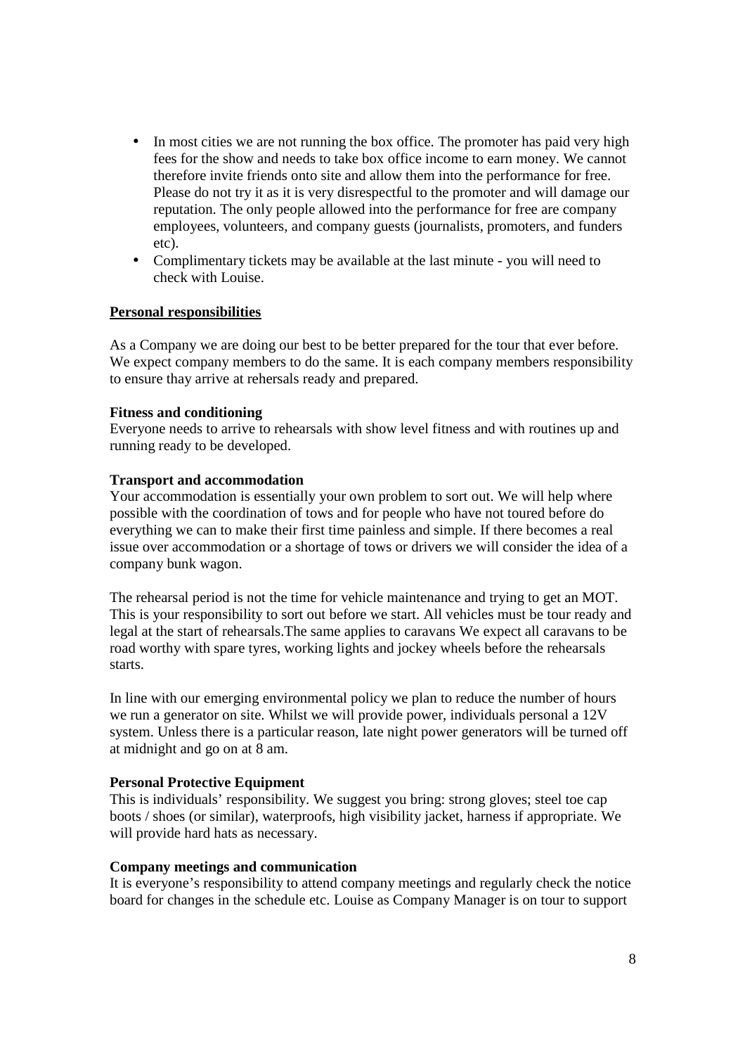- In most cities we are not running the box office. The promoter has paid very high fees for the show and needs to take box office income to earn money. We cannot therefore invite friends onto site and allow them into the performance for free. Please do not try it as it is very disrespectful to the promoter and will damage our reputation. The only people allowed into the performance for free are company employees, volunteers, and company guests (journalists, promoters, and funders etc).
- Complimentary tickets may be available at the last minute - you will need to check with Louise.

## Personal responsibilities

As a Company we are doing our best to be better prepared for the tour that ever before. We expect company members to do the same. It is each company members responsibility to ensure thay arrive at rehersals ready and prepared.

### Fitness and conditioning

Everyone needs to arrive to rehearsals with show level fitness and with routines up and running ready to be developed.

### Transport and accommodation

Your accommodation is essentially your own problem to sort out. We will help where possible with the coordination of tows and for people who have not toured before do everything we can to make their first time painless and simple. If there becomes a real issue over accommodation or a shortage of tows or drivers we will consider the idea of a company bunk wagon.

The rehearsal period is not the time for vehicle maintenance and trying to get an MOT. This is your responsibility to sort out before we start. All vehicles must be tour ready and legal at the start of rehearsals.The same applies to caravans We expect all caravans to be road worthy with spare tyres, working lights and jockey wheels before the rehearsals starts.

In line with our emerging environmental policy we plan to reduce the number of hours we run a generator on site. Whilst we will provide power, individuals personal a 12V system. Unless there is a particular reason, late night power generators will be turned off at midnight and go on at 8 am.

### Personal Protective Equipment

This is individuals' responsibility. We suggest you bring: strong gloves; steel toe cap boots / shoes (or similar), waterproofs, high visibility jacket, harness if appropriate. We will provide hard hats as necessary.

### Company meetings and communication

It is everyone's responsibility to attend company meetings and regularly check the notice board for changes in the schedule etc. Louise as Company Manager is on tour to support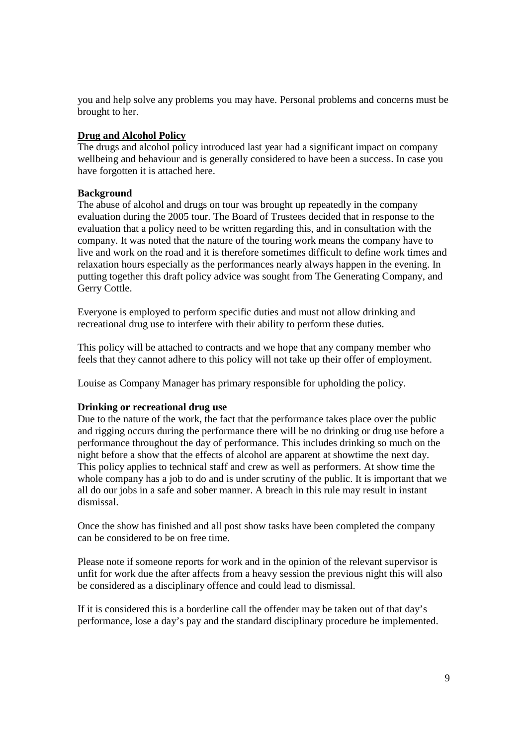you and help solve any problems you may have. Personal problems and concerns must be brought to her.

## Drug and Alcohol Policy

The drugs and alcohol policy introduced last year had a significant impact on company wellbeing and behaviour and is generally considered to have been a success. In case you have forgotten it is attached here.

### Background

The abuse of alcohol and drugs on tour was brought up repeatedly in the company evaluation during the 2005 tour. The Board of Trustees decided that in response to the evaluation that a policy need to be written regarding this, and in consultation with the company. It was noted that the nature of the touring work means the company have to live and work on the road and it is therefore sometimes difficult to define work times and relaxation hours especially as the performances nearly always happen in the evening. In putting together this draft policy advice was sought from The Generating Company, and Gerry Cottle.

Everyone is employed to perform specific duties and must not allow drinking and recreational drug use to interfere with their ability to perform these duties.

This policy will be attached to contracts and we hope that any company member who feels that they cannot adhere to this policy will not take up their offer of employment.

Louise as Company Manager has primary responsible for upholding the policy.

### Drinking or recreational drug use

Due to the nature of the work, the fact that the performance takes place over the public and rigging occurs during the performance there will be no drinking or drug use before a performance throughout the day of performance. This includes drinking so much on the night before a show that the effects of alcohol are apparent at showtime the next day. This policy applies to technical staff and crew as well as performers. At show time the whole company has a job to do and is under scrutiny of the public. It is important that we all do our jobs in a safe and sober manner. A breach in this rule may result in instant dismissal.

Once the show has finished and all post show tasks have been completed the company can be considered to be on free time.

Please note if someone reports for work and in the opinion of the relevant supervisor is unfit for work due the after affects from a heavy session the previous night this will also be considered as a disciplinary offence and could lead to dismissal.

If it is considered this is a borderline call the offender may be taken out of that day's performance, lose a day's pay and the standard disciplinary procedure be implemented.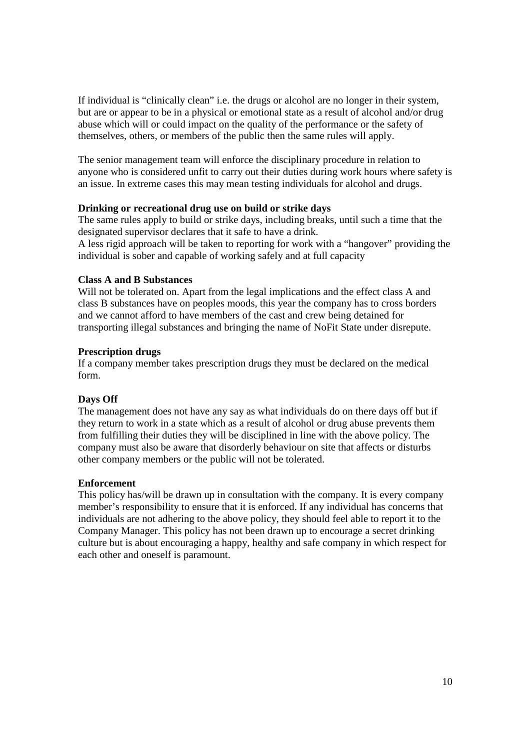If individual is "clinically clean" i.e. the drugs or alcohol are no longer in their system, but are or appear to be in a physical or emotional state as a result of alcohol and/or drug abuse which will or could impact on the quality of the performance or the safety of themselves, others, or members of the public then the same rules will apply.

The senior management team will enforce the disciplinary procedure in relation to anyone who is considered unfit to carry out their duties during work hours where safety is an issue. In extreme cases this may mean testing individuals for alcohol and drugs.

**Drinking or recreational drug use on build or strike days**

The same rules apply to build or strike days, including breaks, until such a time that the designated supervisor declares that it safe to have a drink.
A less rigid approach will be taken to reporting for work with a "hangover" providing the individual is sober and capable of working safely and at full capacity

**Class A and B Substances**

Will not be tolerated on. Apart from the legal implications and the effect class A and class B substances have on peoples moods, this year the company has to cross borders and we cannot afford to have members of the cast and crew being detained for transporting illegal substances and bringing the name of NoFit State under disrepute.

**Prescription drugs**

If a company member takes prescription drugs they must be declared on the medical form.

**Days Off**

The management does not have any say as what individuals do on there days off but if they return to work in a state which as a result of alcohol or drug abuse prevents them from fulfilling their duties they will be disciplined in line with the above policy. The company must also be aware that disorderly behaviour on site that affects or disturbs other company members or the public will not be tolerated.

**Enforcement**

This policy has/will be drawn up in consultation with the company. It is every company member's responsibility to ensure that it is enforced. If any individual has concerns that individuals are not adhering to the above policy, they should feel able to report it to the Company Manager. This policy has not been drawn up to encourage a secret drinking culture but is about encouraging a happy, healthy and safe company in which respect for each other and oneself is paramount.